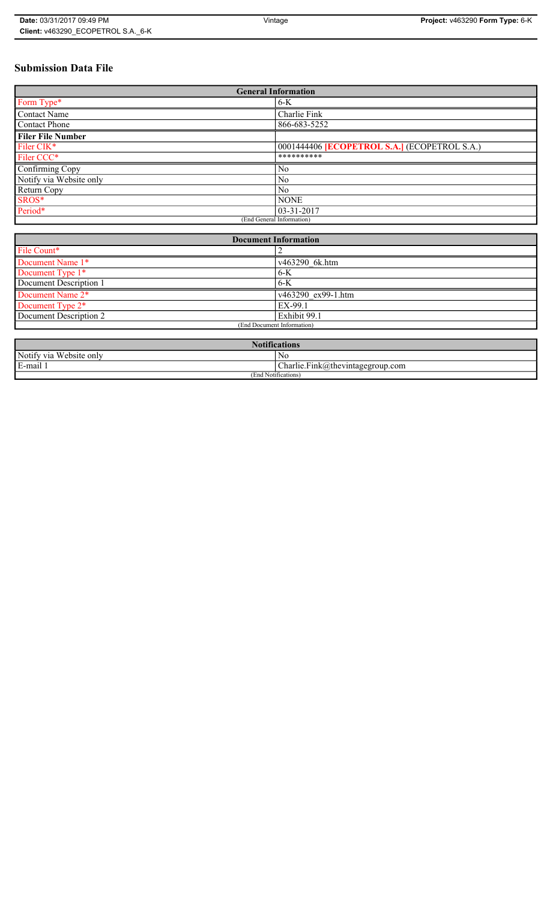# Submission Data File

| General Information | |
|---|---|
| Form Type* | 6-K |
| Contact Name | Charlie Fink |
| Contact Phone | 866-683-5252 |
| **Filer File Number** | |
| Filer CIK* | 0001444406 **[ECOPETROL S.A.]** (ECOPETROL S.A.) |
| Filer CCC* | ********** |
| Confirming Copy | No |
| Notify via Website only | No |
| Return Copy | No |
| SROS* | NONE |
| Period* | 03-31-2017 |
| (End General Information) | |

| Document Information | |
|---|---|
| File Count* | 2 |
| Document Name 1* | v463290_6k.htm |
| Document Type 1* | 6-K |
| Document Description 1 | 6-K |
| Document Name 2* | v463290_ex99-1.htm |
| Document Type 2* | EX-99.1 |
| Document Description 2 | Exhibit 99.1 |
| (End Document Information) | |

| Notifications | |
|---|---|
| Notify via Website only | No |
| E-mail 1 | Charlie.Fink@thevintagegroup.com |
| (End Notifications) | |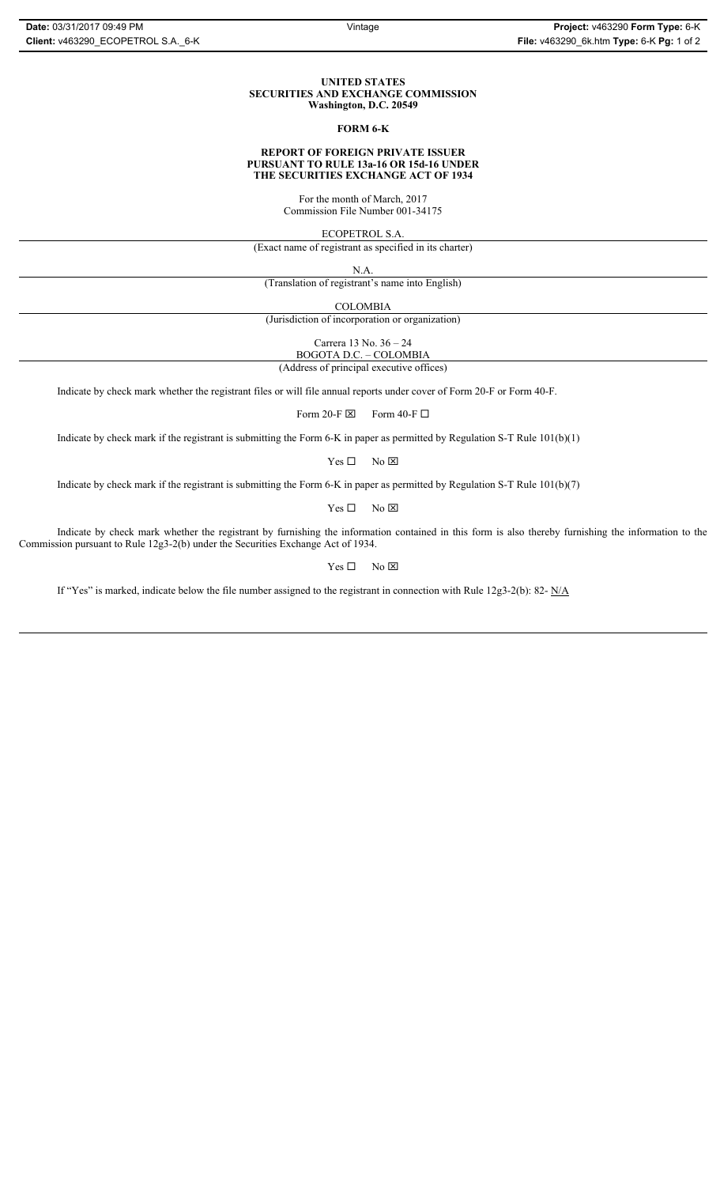**UNITED STATES**
**SECURITIES AND EXCHANGE COMMISSION**
**Washington, D.C. 20549**

**FORM 6-K**

**REPORT OF FOREIGN PRIVATE ISSUER**
**PURSUANT TO RULE 13a-16 OR 15d-16 UNDER**
**THE SECURITIES EXCHANGE ACT OF 1934**

For the month of March, 2017
Commission File Number 001-34175

ECOPETROL S.A.
(Exact name of registrant as specified in its charter)

N.A.
(Translation of registrant's name into English)

COLOMBIA
(Jurisdiction of incorporation or organization)

Carrera 13 No. 36 – 24
BOGOTA D.C. – COLOMBIA
(Address of principal executive offices)

Indicate by check mark whether the registrant files or will file annual reports under cover of Form 20-F or Form 40-F.

Form 20-F ☒ Form 40-F ☐

Indicate by check mark if the registrant is submitting the Form 6-K in paper as permitted by Regulation S-T Rule 101(b)(1)

Yes ☐ No ☒

Indicate by check mark if the registrant is submitting the Form 6-K in paper as permitted by Regulation S-T Rule 101(b)(7)

Yes ☐ No ☒

Indicate by check mark whether the registrant by furnishing the information contained in this form is also thereby furnishing the information to the Commission pursuant to Rule 12g3-2(b) under the Securities Exchange Act of 1934.

Yes ☐ No ☒

If "Yes" is marked, indicate below the file number assigned to the registrant in connection with Rule 12g3-2(b): 82- N/A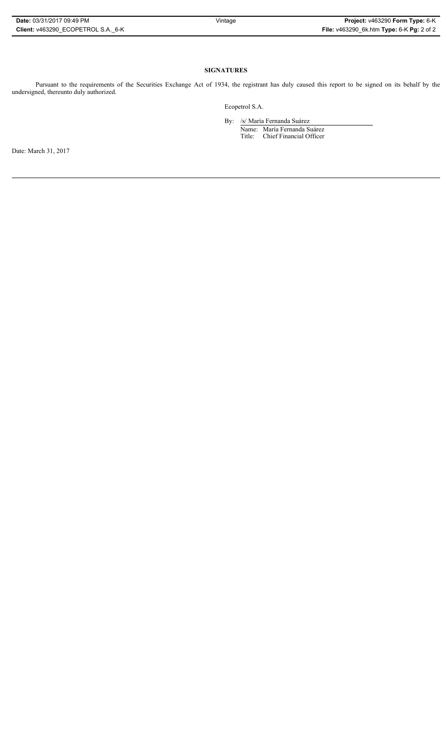## SIGNATURES

Pursuant to the requirements of the Securities Exchange Act of 1934, the registrant has duly caused this report to be signed on its behalf by the undersigned, thereunto duly authorized.

Ecopetrol S.A.

By: /s/ María Fernanda Suárez

Name: María Fernanda Suárez

Title: Chief Financial Officer

Date: March 31, 2017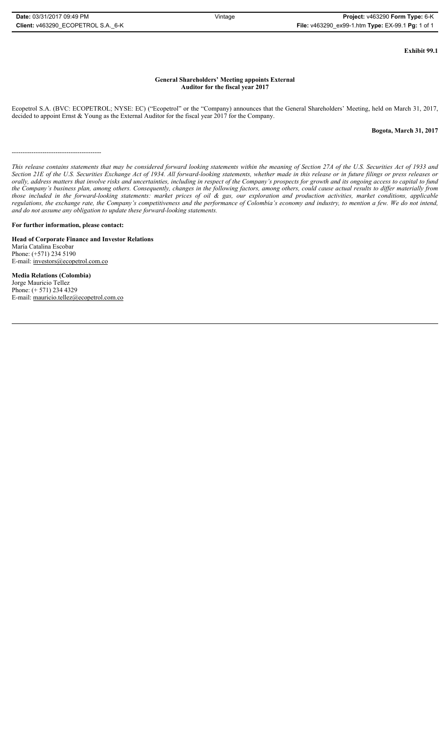**Exhibit 99.1**

**General Shareholders' Meeting appoints External Auditor for the fiscal year 2017**

Ecopetrol S.A. (BVC: ECOPETROL; NYSE: EC) ("Ecopetrol" or the "Company") announces that the General Shareholders' Meeting, held on March 31, 2017, decided to appoint Ernst & Young as the External Auditor for the fiscal year 2017 for the Company.

**Bogota, March 31, 2017**

-----------------------------------------

*This release contains statements that may be considered forward looking statements within the meaning of Section 27A of the U.S. Securities Act of 1933 and Section 21E of the U.S. Securities Exchange Act of 1934. All forward-looking statements, whether made in this release or in future filings or press releases or orally, address matters that involve risks and uncertainties, including in respect of the Company's prospects for growth and its ongoing access to capital to fund the Company's business plan, among others. Consequently, changes in the following factors, among others, could cause actual results to differ materially from those included in the forward-looking statements: market prices of oil & gas, our exploration and production activities, market conditions, applicable regulations, the exchange rate, the Company's competitiveness and the performance of Colombia's economy and industry, to mention a few. We do not intend, and do not assume any obligation to update these forward-looking statements.*

**For further information, please contact:**

**Head of Corporate Finance and Investor Relations**
María Catalina Escobar
Phone: (+571) 234 5190
E-mail: investors@ecopetrol.com.co

**Media Relations (Colombia)**
Jorge Mauricio Tellez
Phone: (+ 571) 234 4329
E-mail: mauricio.tellez@ecopetrol.com.co